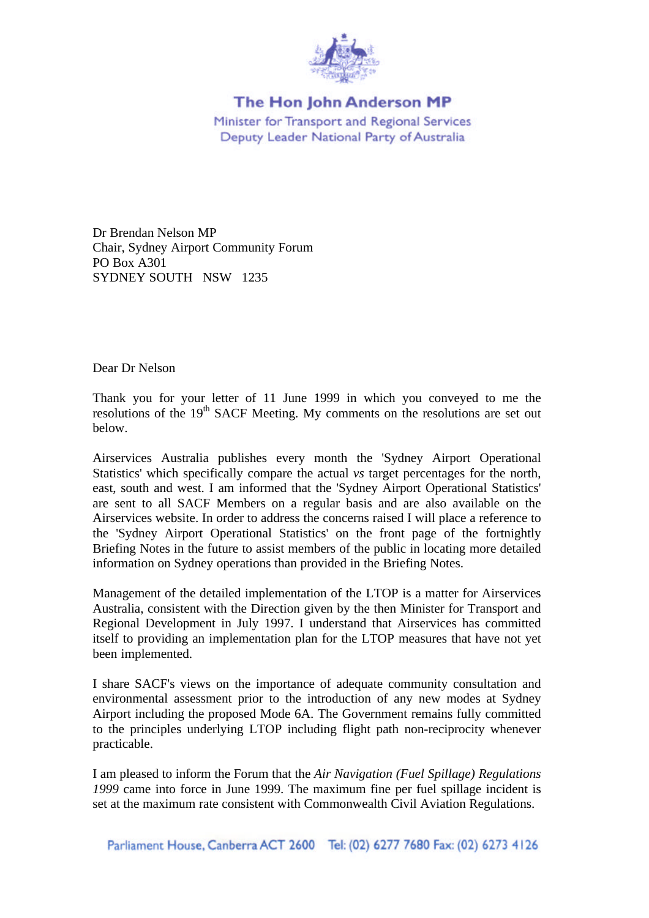**The Hon John Anderson MP**

Minister for Transport and Regional Services
Deputy Leader National Party of Australia

Dr Brendan Nelson MP
Chair, Sydney Airport Community Forum
PO Box A301
SYDNEY SOUTH NSW 1235

Dear Dr Nelson

Thank you for your letter of 11 June 1999 in which you conveyed to me the resolutions of the 19th SACF Meeting. My comments on the resolutions are set out below.

Airservices Australia publishes every month the 'Sydney Airport Operational Statistics' which specifically compare the actual *vs* target percentages for the north, east, south and west. I am informed that the 'Sydney Airport Operational Statistics' are sent to all SACF Members on a regular basis and are also available on the Airservices website. In order to address the concerns raised I will place a reference to the 'Sydney Airport Operational Statistics' on the front page of the fortnightly Briefing Notes in the future to assist members of the public in locating more detailed information on Sydney operations than provided in the Briefing Notes.

Management of the detailed implementation of the LTOP is a matter for Airservices Australia, consistent with the Direction given by the then Minister for Transport and Regional Development in July 1997. I understand that Airservices has committed itself to providing an implementation plan for the LTOP measures that have not yet been implemented.

I share SACF's views on the importance of adequate community consultation and environmental assessment prior to the introduction of any new modes at Sydney Airport including the proposed Mode 6A. The Government remains fully committed to the principles underlying LTOP including flight path non-reciprocity whenever practicable.

I am pleased to inform the Forum that the *Air Navigation (Fuel Spillage) Regulations 1999* came into force in June 1999. The maximum fine per fuel spillage incident is set at the maximum rate consistent with Commonwealth Civil Aviation Regulations.

Parliament House, Canberra ACT 2600 Tel: (02) 6277 7680 Fax: (02) 6273 4126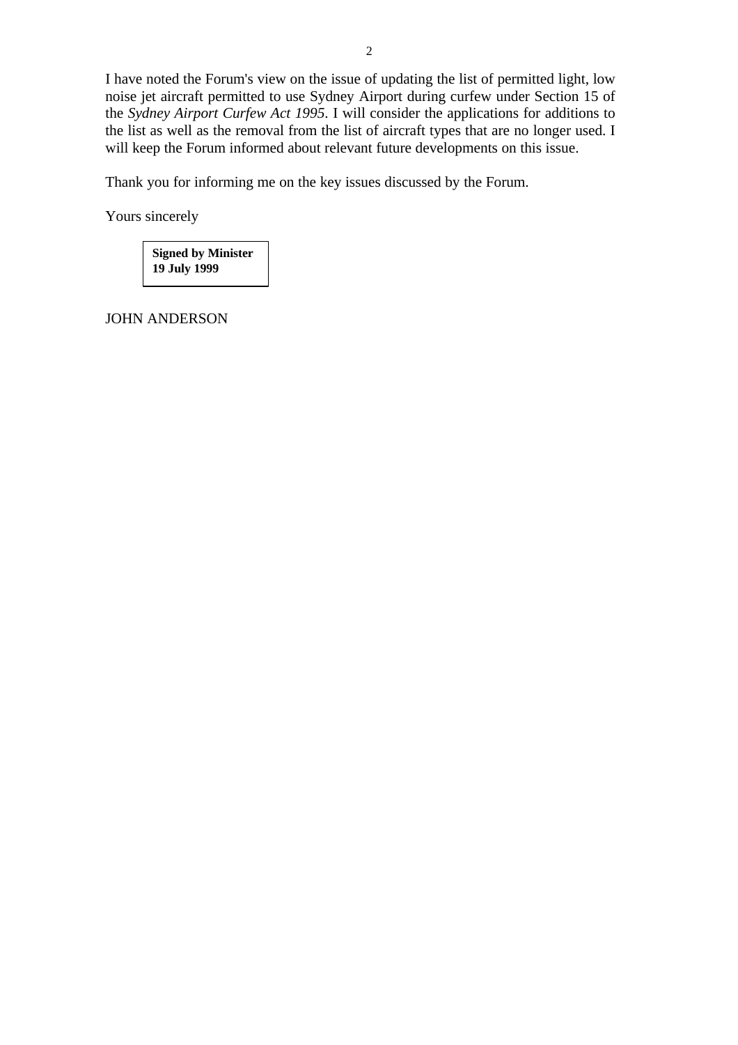I have noted the Forum's view on the issue of updating the list of permitted light, low noise jet aircraft permitted to use Sydney Airport during curfew under Section 15 of the *Sydney Airport Curfew Act 1995*. I will consider the applications for additions to the list as well as the removal from the list of aircraft types that are no longer used. I will keep the Forum informed about relevant future developments on this issue.

Thank you for informing me on the key issues discussed by the Forum.

Yours sincerely

**Signed by Minister**
**19 July 1999**

JOHN ANDERSON